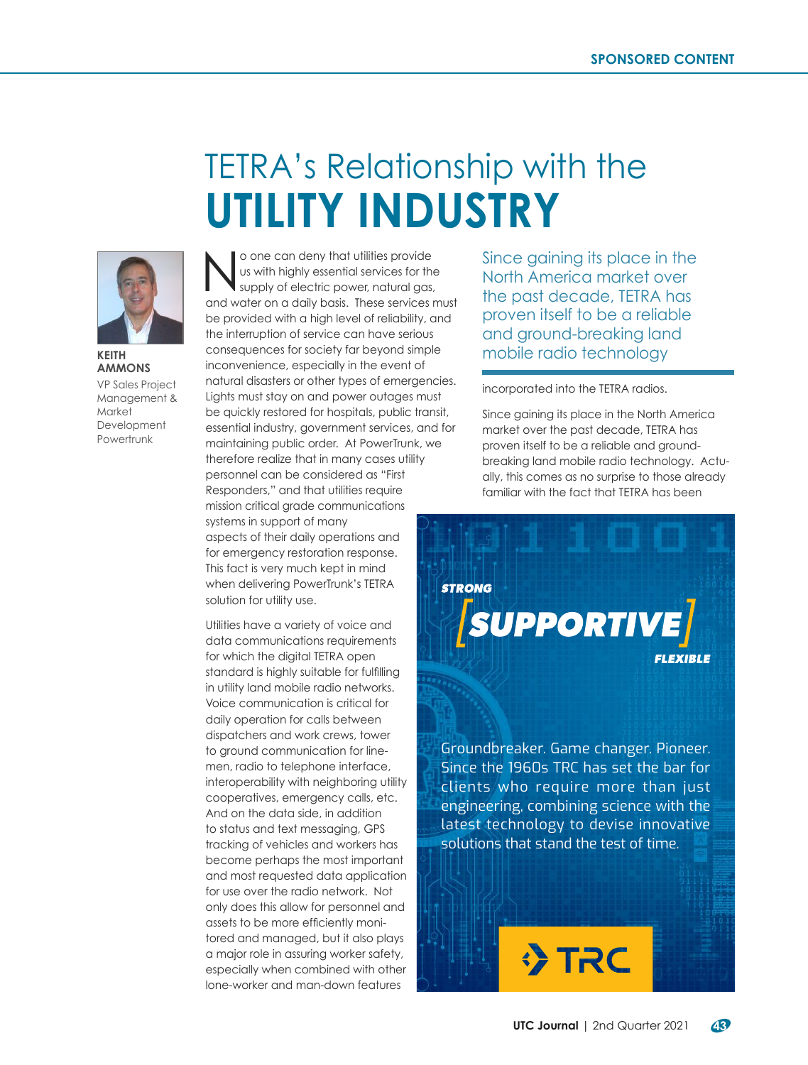# TETRA's Relationship with the **UTILITY INDUSTRY**

**KEITH AMMONS**
VP Sales Project Management & Market Development
Powertrunk

No one can deny that utilities provide us with highly essential services for the supply of electric power, natural gas, and water on a daily basis. These services must be provided with a high level of reliability, and the interruption of service can have serious consequences for society far beyond simple inconvenience, especially in the event of natural disasters or other types of emergencies. Lights must stay on and power outages must be quickly restored for hospitals, public transit, essential industry, government services, and for maintaining public order. At PowerTrunk, we therefore realize that in many cases utility personnel can be considered as "First Responders," and that utilities require mission critical grade communications systems in support of many aspects of their daily operations and for emergency restoration response. This fact is very much kept in mind when delivering PowerTrunk's TETRA solution for utility use.

Utilities have a variety of voice and data communications requirements for which the digital TETRA open standard is highly suitable for fulfilling in utility land mobile radio networks. Voice communication is critical for daily operation for calls between dispatchers and work crews, tower to ground communication for linemen, radio to telephone interface, interoperability with neighboring utility cooperatives, emergency calls, etc. And on the data side, in addition to status and text messaging, GPS tracking of vehicles and workers has become perhaps the most important and most requested data application for use over the radio network. Not only does this allow for personnel and assets to be more efficiently monitored and managed, but it also plays a major role in assuring worker safety, especially when combined with other lone-worker and man-down features incorporated into the TETRA radios.

> Since gaining its place in the North America market over the past decade, TETRA has proven itself to be a reliable and ground-breaking land mobile radio technology

Since gaining its place in the North America market over the past decade, TETRA has proven itself to be a reliable and ground-breaking land mobile radio technology. Actually, this comes as no surprise to those already familiar with the fact that TETRA has been

*STRONG* **[SUPPORTIVE]** *FLEXIBLE*

Groundbreaker. Game changer. Pioneer. Since the 1960s TRC has set the bar for clients who require more than just engineering, combining science with the latest technology to devise innovative solutions that stand the test of time.

TRC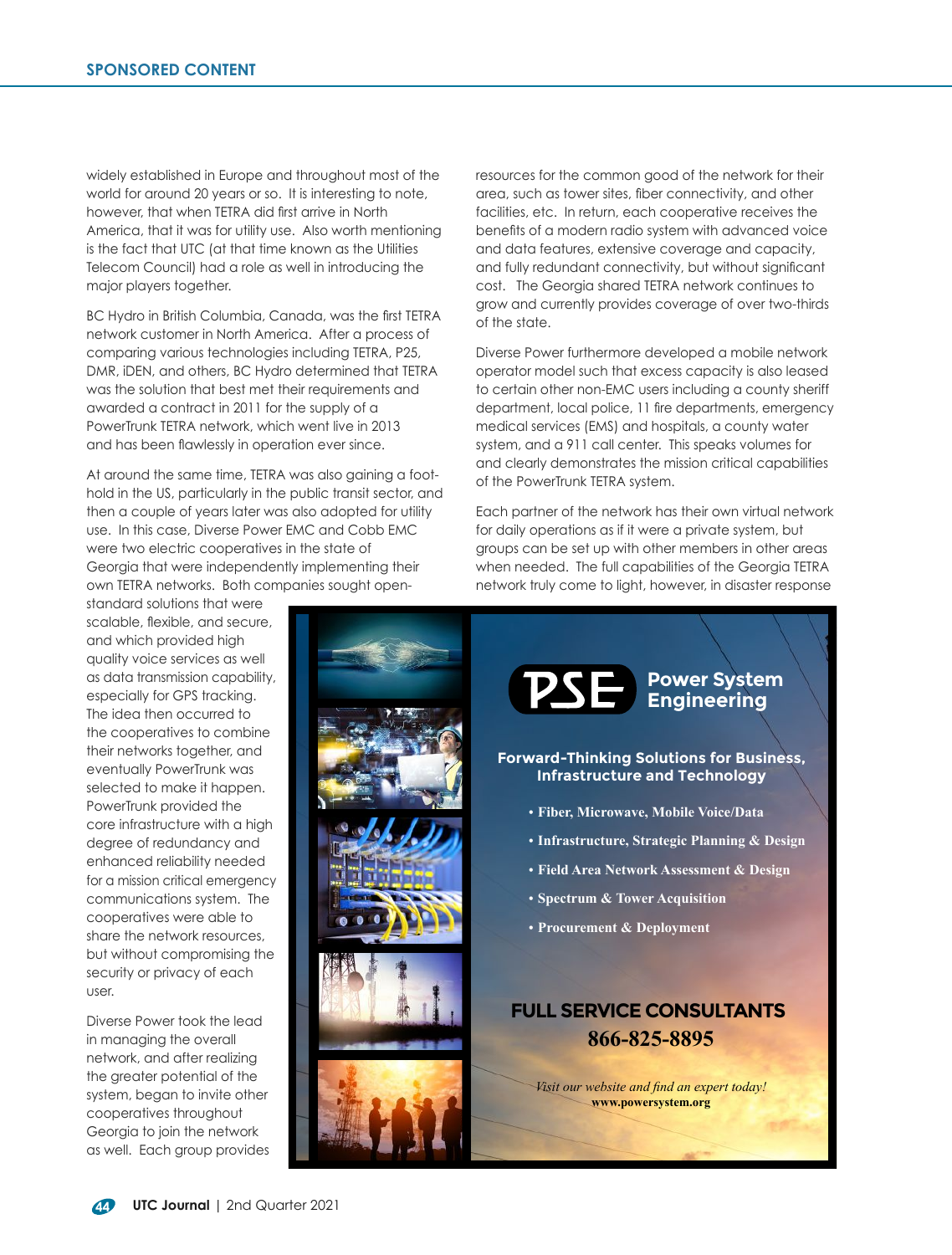widely established in Europe and throughout most of the world for around 20 years or so. It is interesting to note, however, that when TETRA did first arrive in North America, that it was for utility use. Also worth mentioning is the fact that UTC (at that time known as the Utilities Telecom Council) had a role as well in introducing the major players together.

BC Hydro in British Columbia, Canada, was the first TETRA network customer in North America. After a process of comparing various technologies including TETRA, P25, DMR, iDEN, and others, BC Hydro determined that TETRA was the solution that best met their requirements and awarded a contract in 2011 for the supply of a PowerTrunk TETRA network, which went live in 2013 and has been flawlessly in operation ever since.

At around the same time, TETRA was also gaining a foothold in the US, particularly in the public transit sector, and then a couple of years later was also adopted for utility use. In this case, Diverse Power EMC and Cobb EMC were two electric cooperatives in the state of Georgia that were independently implementing their own TETRA networks. Both companies sought open-standard solutions that were scalable, flexible, and secure, and which provided high quality voice services as well as data transmission capability, especially for GPS tracking. The idea then occurred to the cooperatives to combine their networks together, and eventually PowerTrunk was selected to make it happen. PowerTrunk provided the core infrastructure with a high degree of redundancy and enhanced reliability needed for a mission critical emergency communications system. The cooperatives were able to share the network resources, but without compromising the security or privacy of each user.

Diverse Power took the lead in managing the overall network, and after realizing the greater potential of the system, began to invite other cooperatives throughout Georgia to join the network as well. Each group provides resources for the common good of the network for their area, such as tower sites, fiber connectivity, and other facilities, etc. In return, each cooperative receives the benefits of a modern radio system with advanced voice and data features, extensive coverage and capacity, and fully redundant connectivity, but without significant cost. The Georgia shared TETRA network continues to grow and currently provides coverage of over two-thirds of the state.

Diverse Power furthermore developed a mobile network operator model such that excess capacity is also leased to certain other non-EMC users including a county sheriff department, local police, 11 fire departments, emergency medical services (EMS) and hospitals, a county water system, and a 911 call center. This speaks volumes for and clearly demonstrates the mission critical capabilities of the PowerTrunk TETRA system.

Each partner of the network has their own virtual network for daily operations as if it were a private system, but groups can be set up with other members in other areas when needed. The full capabilities of the Georgia TETRA network truly come to light, however, in disaster response

**PSE Power System Engineering**

**Forward-Thinking Solutions for Business, Infrastructure and Technology**

- Fiber, Microwave, Mobile Voice/Data
- Infrastructure, Strategic Planning & Design
- Field Area Network Assessment & Design
- Spectrum & Tower Acquisition
- Procurement & Deployment

**FULL SERVICE CONSULTANTS**

**866-825-8895**

*Visit our website and find an expert today!*

**www.powersystem.org**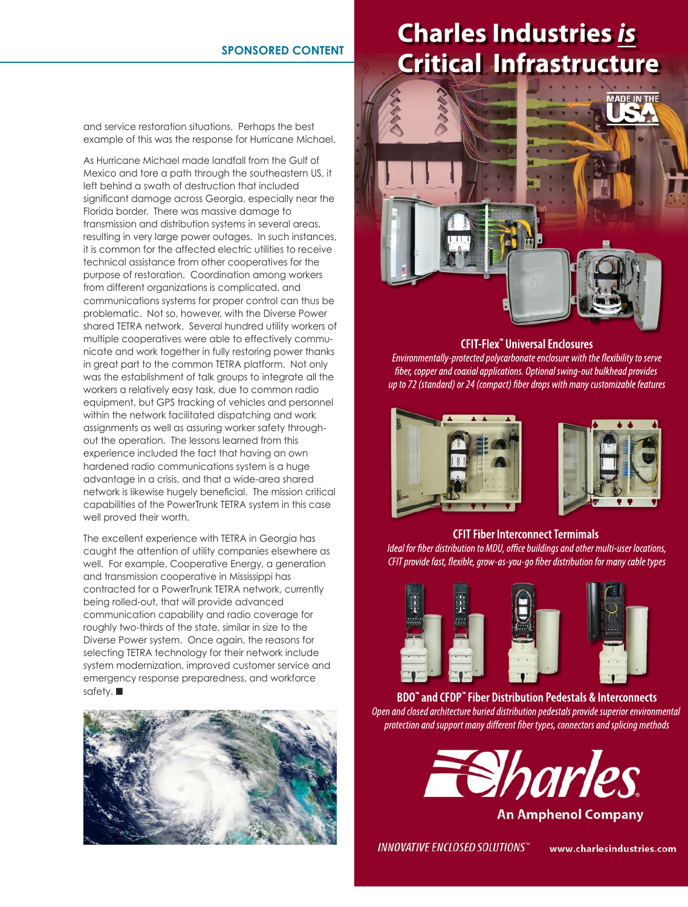and service restoration situations. Perhaps the best example of this was the response for Hurricane Michael.

As Hurricane Michael made landfall from the Gulf of Mexico and tore a path through the southeastern US, it left behind a swath of destruction that included significant damage across Georgia, especially near the Florida border. There was massive damage to transmission and distribution systems in several areas, resulting in very large power outages. In such instances, it is common for the affected electric utilities to receive technical assistance from other cooperatives for the purpose of restoration. Coordination among workers from different organizations is complicated, and communications systems for proper control can thus be problematic. Not so, however, with the Diverse Power shared TETRA network. Several hundred utility workers of multiple cooperatives were able to effectively communicate and work together in fully restoring power thanks in great part to the common TETRA platform. Not only was the establishment of talk groups to integrate all the workers a relatively easy task, due to common radio equipment, but GPS tracking of vehicles and personnel within the network facilitated dispatching and work assignments as well as assuring worker safety throughout the operation. The lessons learned from this experience included the fact that having an own hardened radio communications system is a huge advantage in a crisis, and that a wide-area shared network is likewise hugely beneficial. The mission critical capabilities of the PowerTrunk TETRA system in this case well proved their worth.

The excellent experience with TETRA in Georgia has caught the attention of utility companies elsewhere as well. For example, Cooperative Energy, a generation and transmission cooperative in Mississippi has contracted for a PowerTrunk TETRA network, currently being rolled-out, that will provide advanced communication capability and radio coverage for roughly two-thirds of the state, similar in size to the Diverse Power system. Once again, the reasons for selecting TETRA technology for their network include system modernization, improved customer service and emergency response preparedness, and workforce safety. ■

# Charles Industries *is* Critical Infrastructure

MADE IN THE USA

**CFIT-Flex™ Universal Enclosures**

*Environmentally-protected polycarbonate enclosure with the flexibility to serve fiber, copper and coaxial applications. Optional swing-out bulkhead provides up to 72 (standard) or 24 (compact) fiber drops with many customizable features*

**CFIT Fiber Interconnect Terminals**

*Ideal for fiber distribution to MDU, office buildings and other multi-user locations, CFIT provide fast, flexible, grow-as-you-go fiber distribution for many cable types*

**BDO™ and CFDP™ Fiber Distribution Pedestals & Interconnects**

*Open and closed architecture buried distribution pedestals provide superior environmental protection and support many different fiber types, connectors and splicing methods*

Charles® An Amphenol Company

*INNOVATIVE ENCLOSED SOLUTIONS™* www.charlesindustries.com